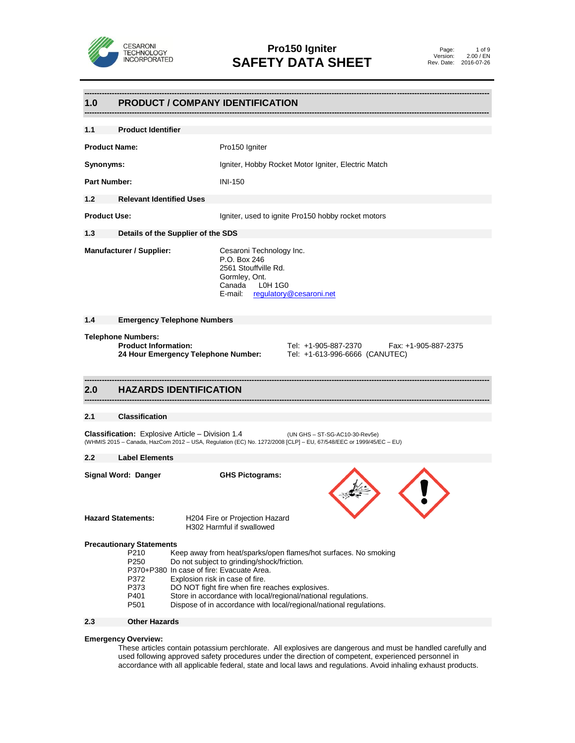# Pro150 Igniter
# SAFETY DATA SHEET

## 1.0 PRODUCT / COMPANY IDENTIFICATION

### 1.1 Product Identifier

**Product Name:** Pro150 Igniter

**Synonyms:** Igniter, Hobby Rocket Motor Igniter, Electric Match

**Part Number:** INI-150

### 1.2 Relevant Identified Uses

**Product Use:** Igniter, used to ignite Pro150 hobby rocket motors

### 1.3 Details of the Supplier of the SDS

**Manufacturer / Supplier:**
Cesaroni Technology Inc.
P.O. Box 246
2561 Stouffville Rd.
Gormley, Ont.
Canada L0H 1G0
E-mail: regulatory@cesaroni.net

### 1.4 Emergency Telephone Numbers

**Telephone Numbers:**

**Product Information:** Tel: +1-905-887-2370 Fax: +1-905-887-2375
**24 Hour Emergency Telephone Number:** Tel: +1-613-996-6666 (CANUTEC)

## 2.0 HAZARDS IDENTIFICATION

### 2.1 Classification

**Classification:** Explosive Article – Division 1.4 (UN GHS – ST-SG-AC10-30-Rev5e)
(WHMIS 2015 – Canada, HazCom 2012 – USA, Regulation (EC) No. 1272/2008 [CLP] – EU, 67/548/EEC or 1999/45/EC – EU)

### 2.2 Label Elements

**Signal Word: Danger**

**GHS Pictograms:**

**Hazard Statements:**
H204 Fire or Projection Hazard
H302 Harmful if swallowed

**Precautionary Statements**

| | |
|---|---|
| P210 | Keep away from heat/sparks/open flames/hot surfaces. No smoking |
| P250 | Do not subject to grinding/shock/friction. |
| P370+P380 | In case of fire: Evacuate Area. |
| P372 | Explosion risk in case of fire. |
| P373 | DO NOT fight fire when fire reaches explosives. |
| P401 | Store in accordance with local/regional/national regulations. |
| P501 | Dispose of in accordance with local/regional/national regulations. |

### 2.3 Other Hazards

**Emergency Overview:**
These articles contain potassium perchlorate. All explosives are dangerous and must be handled carefully and used following approved safety procedures under the direction of competent, experienced personnel in accordance with all applicable federal, state and local laws and regulations. Avoid inhaling exhaust products.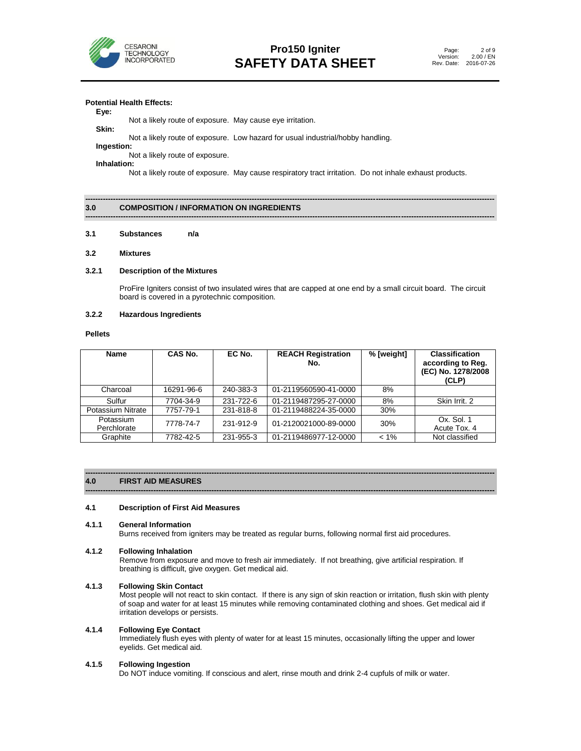**Potential Health Effects:**

**Eye:**

Not a likely route of exposure. May cause eye irritation.

**Skin:**

Not a likely route of exposure. Low hazard for usual industrial/hobby handling.

**Ingestion:**

Not a likely route of exposure.

**Inhalation:**

Not a likely route of exposure. May cause respiratory tract irritation. Do not inhale exhaust products.

## 3.0 COMPOSITION / INFORMATION ON INGREDIENTS

### 3.1 Substances n/a

### 3.2 Mixtures

#### 3.2.1 Description of the Mixtures

ProFire Igniters consist of two insulated wires that are capped at one end by a small circuit board. The circuit board is covered in a pyrotechnic composition.

#### 3.2.2 Hazardous Ingredients

**Pellets**

| Name | CAS No. | EC No. | REACH Registration No. | % [weight] | Classification according to Reg. (EC) No. 1278/2008 (CLP) |
|---|---|---|---|---|---|
| Charcoal | 16291-96-6 | 240-383-3 | 01-2119560590-41-0000 | 8% | |
| Sulfur | 7704-34-9 | 231-722-6 | 01-2119487295-27-0000 | 8% | Skin Irrit. 2 |
| Potassium Nitrate | 7757-79-1 | 231-818-8 | 01-2119488224-35-0000 | 30% | |
| Potassium Perchlorate | 7778-74-7 | 231-912-9 | 01-2120021000-89-0000 | 30% | Ox. Sol. 1<br>Acute Tox. 4 |
| Graphite | 7782-42-5 | 231-955-3 | 01-2119486977-12-0000 | < 1% | Not classified |

## 4.0 FIRST AID MEASURES

### 4.1 Description of First Aid Measures

#### 4.1.1 General Information

Burns received from igniters may be treated as regular burns, following normal first aid procedures.

#### 4.1.2 Following Inhalation

Remove from exposure and move to fresh air immediately. If not breathing, give artificial respiration. If breathing is difficult, give oxygen. Get medical aid.

#### 4.1.3 Following Skin Contact

Most people will not react to skin contact. If there is any sign of skin reaction or irritation, flush skin with plenty of soap and water for at least 15 minutes while removing contaminated clothing and shoes. Get medical aid if irritation develops or persists.

#### 4.1.4 Following Eye Contact

Immediately flush eyes with plenty of water for at least 15 minutes, occasionally lifting the upper and lower eyelids. Get medical aid.

#### 4.1.5 Following Ingestion

Do NOT induce vomiting. If conscious and alert, rinse mouth and drink 2-4 cupfuls of milk or water.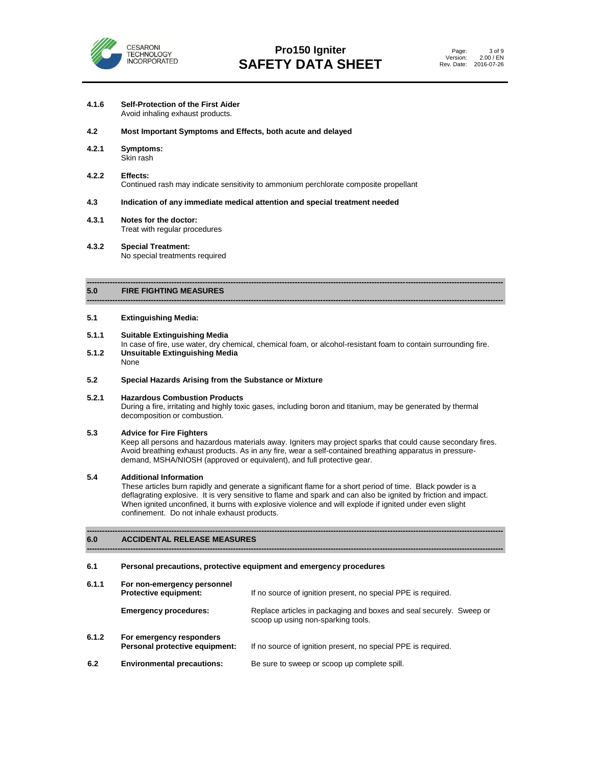**4.1.6 Self-Protection of the First Aider**

Avoid inhaling exhaust products.

**4.2 Most Important Symptoms and Effects, both acute and delayed**

**4.2.1 Symptoms:**

Skin rash

**4.2.2 Effects:**

Continued rash may indicate sensitivity to ammonium perchlorate composite propellant

**4.3 Indication of any immediate medical attention and special treatment needed**

**4.3.1 Notes for the doctor:**

Treat with regular procedures

**4.3.2 Special Treatment:**

No special treatments required

## 5.0 FIRE FIGHTING MEASURES

**5.1 Extinguishing Media:**

**5.1.1 Suitable Extinguishing Media**

In case of fire, use water, dry chemical, chemical foam, or alcohol-resistant foam to contain surrounding fire.

**5.1.2 Unsuitable Extinguishing Media**

None

**5.2 Special Hazards Arising from the Substance or Mixture**

**5.2.1 Hazardous Combustion Products**

During a fire, irritating and highly toxic gases, including boron and titanium, may be generated by thermal decomposition or combustion.

**5.3 Advice for Fire Fighters**

Keep all persons and hazardous materials away. Igniters may project sparks that could cause secondary fires. Avoid breathing exhaust products. As in any fire, wear a self-contained breathing apparatus in pressure-demand, MSHA/NIOSH (approved or equivalent), and full protective gear.

**5.4 Additional Information**

These articles burn rapidly and generate a significant flame for a short period of time. Black powder is a deflagrating explosive. It is very sensitive to flame and spark and can also be ignited by friction and impact. When ignited unconfined, it burns with explosive violence and will explode if ignited under even slight confinement. Do not inhale exhaust products.

## 6.0 ACCIDENTAL RELEASE MEASURES

**6.1 Personal precautions, protective equipment and emergency procedures**

**6.1.1 For non-emergency personnel**

**Protective equipment:** If no source of ignition present, no special PPE is required.

**Emergency procedures:** Replace articles in packaging and boxes and seal securely. Sweep or scoop up using non-sparking tools.

**6.1.2 For emergency responders**

**Personal protective equipment:** If no source of ignition present, no special PPE is required.

**6.2 Environmental precautions:** Be sure to sweep or scoop up complete spill.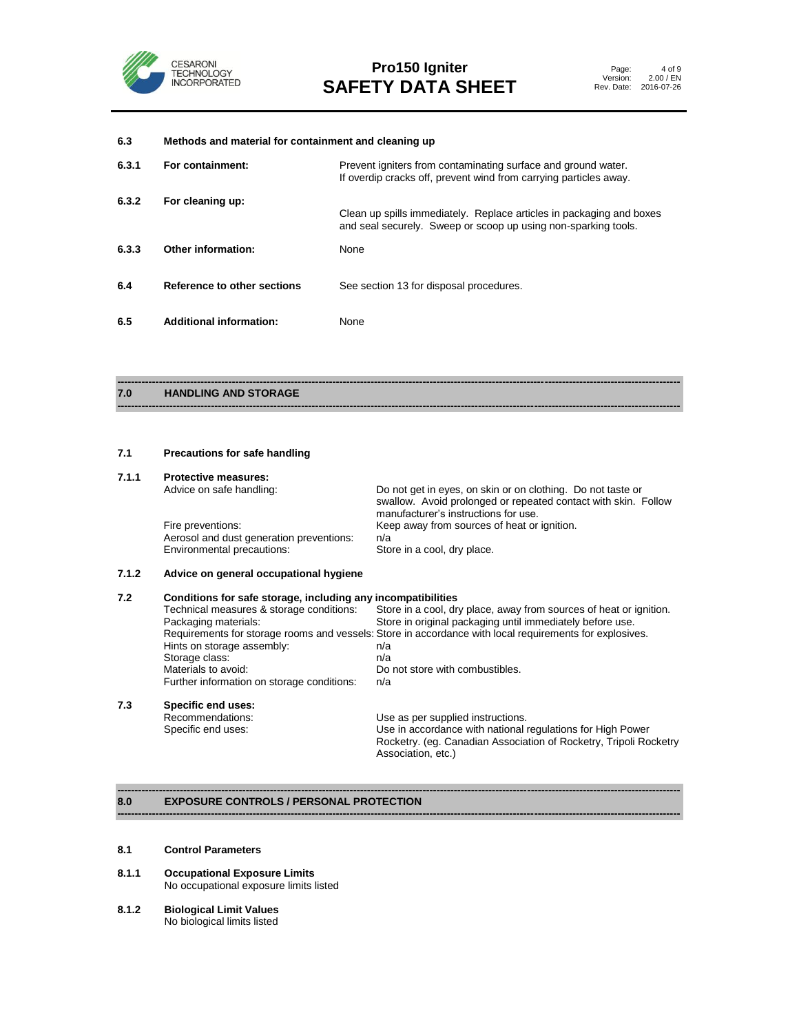**6.3 Methods and material for containment and cleaning up**

| | | |
|---|---|---|
| **6.3.1** | **For containment:** | Prevent igniters from contaminating surface and ground water. If overdip cracks off, prevent wind from carrying particles away. |
| **6.3.2** | **For cleaning up:** | Clean up spills immediately. Replace articles in packaging and boxes and seal securely. Sweep or scoop up using non-sparking tools. |
| **6.3.3** | **Other information:** | None |
| **6.4** | **Reference to other sections** | See section 13 for disposal procedures. |
| **6.5** | **Additional information:** | None |

## 7.0 HANDLING AND STORAGE

**7.1 Precautions for safe handling**

**7.1.1 Protective measures:**

| | |
|---|---|
| Advice on safe handling: | Do not get in eyes, on skin or on clothing. Do not taste or swallow. Avoid prolonged or repeated contact with skin. Follow manufacturer's instructions for use. |
| Fire preventions: | Keep away from sources of heat or ignition. |
| Aerosol and dust generation preventions: | n/a |
| Environmental precautions: | Store in a cool, dry place. |

**7.1.2 Advice on general occupational hygiene**

**7.2 Conditions for safe storage, including any incompatibilities**

| | |
|---|---|
| Technical measures & storage conditions: | Store in a cool, dry place, away from sources of heat or ignition. |
| Packaging materials: | Store in original packaging until immediately before use. |
| Requirements for storage rooms and vessels: | Store in accordance with local requirements for explosives. |
| Hints on storage assembly: | n/a |
| Storage class: | n/a |
| Materials to avoid: | Do not store with combustibles. |
| Further information on storage conditions: | n/a |

**7.3 Specific end uses:**

| | |
|---|---|
| Recommendations: | Use as per supplied instructions. |
| Specific end uses: | Use in accordance with national regulations for High Power Rocketry. (eg. Canadian Association of Rocketry, Tripoli Rocketry Association, etc.) |

## 8.0 EXPOSURE CONTROLS / PERSONAL PROTECTION

**8.1 Control Parameters**

**8.1.1 Occupational Exposure Limits**

No occupational exposure limits listed

**8.1.2 Biological Limit Values**

No biological limits listed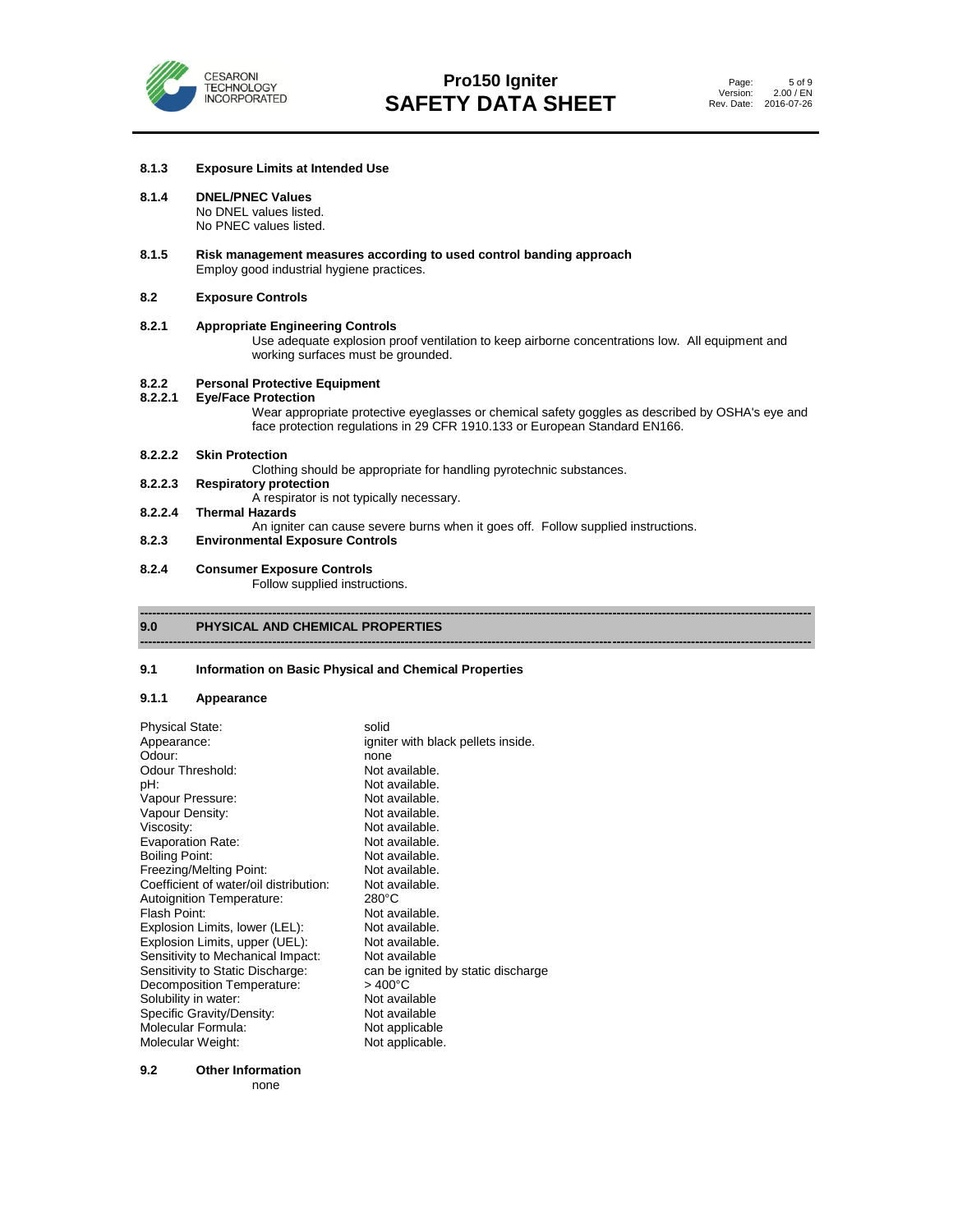**8.1.3 Exposure Limits at Intended Use**

**8.1.4 DNEL/PNEC Values**
No DNEL values listed.
No PNEC values listed.

**8.1.5 Risk management measures according to used control banding approach**
Employ good industrial hygiene practices.

**8.2 Exposure Controls**

**8.2.1 Appropriate Engineering Controls**
Use adequate explosion proof ventilation to keep airborne concentrations low. All equipment and working surfaces must be grounded.

**8.2.2 Personal Protective Equipment**

**8.2.2.1 Eye/Face Protection**
Wear appropriate protective eyeglasses or chemical safety goggles as described by OSHA's eye and face protection regulations in 29 CFR 1910.133 or European Standard EN166.

**8.2.2.2 Skin Protection**
Clothing should be appropriate for handling pyrotechnic substances.

**8.2.2.3 Respiratory protection**
A respirator is not typically necessary.

**8.2.2.4 Thermal Hazards**
An igniter can cause severe burns when it goes off. Follow supplied instructions.

**8.2.3 Environmental Exposure Controls**

**8.2.4 Consumer Exposure Controls**
Follow supplied instructions.

## 9.0 PHYSICAL AND CHEMICAL PROPERTIES

**9.1 Information on Basic Physical and Chemical Properties**

**9.1.1 Appearance**

| Property | Value |
|---|---|
| Physical State: | solid |
| Appearance: | igniter with black pellets inside. |
| Odour: | none |
| Odour Threshold: | Not available. |
| pH: | Not available. |
| Vapour Pressure: | Not available. |
| Vapour Density: | Not available. |
| Viscosity: | Not available. |
| Evaporation Rate: | Not available. |
| Boiling Point: | Not available. |
| Freezing/Melting Point: | Not available. |
| Coefficient of water/oil distribution: | Not available. |
| Autoignition Temperature: | 280°C |
| Flash Point: | Not available. |
| Explosion Limits, lower (LEL): | Not available. |
| Explosion Limits, upper (UEL): | Not available. |
| Sensitivity to Mechanical Impact: | Not available |
| Sensitivity to Static Discharge: | can be ignited by static discharge |
| Decomposition Temperature: | > 400°C |
| Solubility in water: | Not available |
| Specific Gravity/Density: | Not available |
| Molecular Formula: | Not applicable |
| Molecular Weight: | Not applicable. |

**9.2 Other Information**
none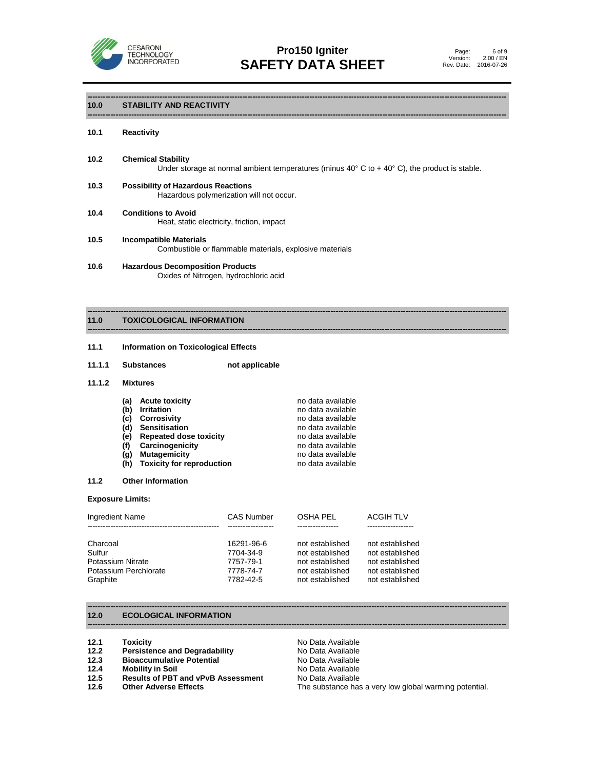## 10.0 STABILITY AND REACTIVITY

**10.1 Reactivity**

**10.2 Chemical Stability**

Under storage at normal ambient temperatures (minus 40° C to + 40° C), the product is stable.

**10.3 Possibility of Hazardous Reactions**

Hazardous polymerization will not occur.

**10.4 Conditions to Avoid**

Heat, static electricity, friction, impact

**10.5 Incompatible Materials**

Combustible or flammable materials, explosive materials

**10.6 Hazardous Decomposition Products**

Oxides of Nitrogen, hydrochloric acid

## 11.0 TOXICOLOGICAL INFORMATION

**11.1 Information on Toxicological Effects**

**11.1.1 Substances** **not applicable**

**11.1.2 Mixtures**

| | |
|---|---|
| **(a) Acute toxicity** | no data available |
| **(b) Irritation** | no data available |
| **(c) Corrosivity** | no data available |
| **(d) Sensitisation** | no data available |
| **(e) Repeated dose toxicity** | no data available |
| **(f) Carcinogenicity** | no data available |
| **(g) Mutagemicity** | no data available |
| **(h) Toxicity for reproduction** | no data available |

**11.2 Other Information**

**Exposure Limits:**

| Ingredient Name | CAS Number | OSHA PEL | ACGIH TLV |
|---|---|---|---|
| Charcoal | 16291-96-6 | not established | not established |
| Sulfur | 7704-34-9 | not established | not established |
| Potassium Nitrate | 7757-79-1 | not established | not established |
| Potassium Perchlorate | 7778-74-7 | not established | not established |
| Graphite | 7782-42-5 | not established | not established |

## 12.0 ECOLOGICAL INFORMATION

| | | |
|---|---|---|
| **12.1** | **Toxicity** | No Data Available |
| **12.2** | **Persistence and Degradability** | No Data Available |
| **12.3** | **Bioaccumulative Potential** | No Data Available |
| **12.4** | **Mobility in Soil** | No Data Available |
| **12.5** | **Results of PBT and vPvB Assessment** | No Data Available |
| **12.6** | **Other Adverse Effects** | The substance has a very low global warming potential. |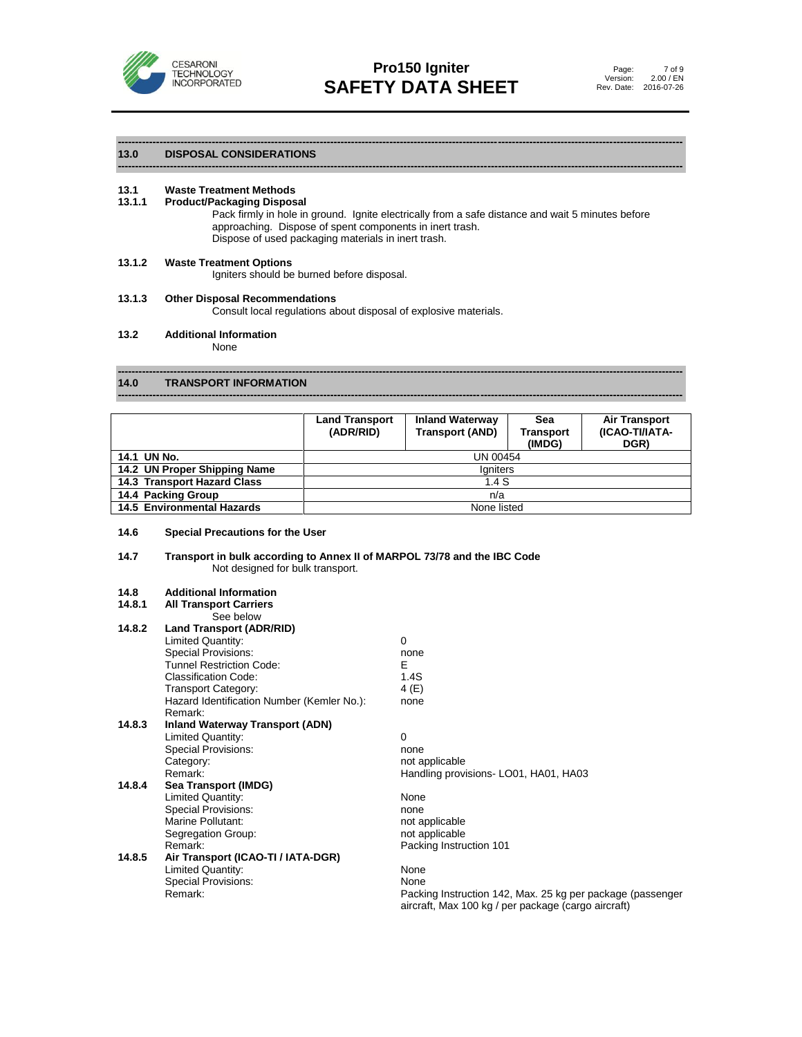## 13.0 DISPOSAL CONSIDERATIONS

### 13.1 Waste Treatment Methods

#### 13.1.1 Product/Packaging Disposal

Pack firmly in hole in ground. Ignite electrically from a safe distance and wait 5 minutes before approaching. Dispose of spent components in inert trash.
Dispose of used packaging materials in inert trash.

#### 13.1.2 Waste Treatment Options

Igniters should be burned before disposal.

#### 13.1.3 Other Disposal Recommendations

Consult local regulations about disposal of explosive materials.

### 13.2 Additional Information

None

## 14.0 TRANSPORT INFORMATION

| | Land Transport (ADR/RID) | Inland Waterway Transport (AND) | Sea Transport (IMDG) | Air Transport (ICAO-TI/IATA-DGR) |
|---|---|---|---|---|
| **14.1 UN No.** | UN 00454 | | | |
| **14.2 UN Proper Shipping Name** | Igniters | | | |
| **14.3 Transport Hazard Class** | 1.4 S | | | |
| **14.4 Packing Group** | n/a | | | |
| **14.5 Environmental Hazards** | None listed | | | |

### 14.6 Special Precautions for the User

### 14.7 Transport in bulk according to Annex II of MARPOL 73/78 and the IBC Code

Not designed for bulk transport.

### 14.8 Additional Information

#### 14.8.1 All Transport Carriers

See below

#### 14.8.2 Land Transport (ADR/RID)

| | |
|---|---|
| Limited Quantity: | 0 |
| Special Provisions: | none |
| Tunnel Restriction Code: | E |
| Classification Code: | 1.4S |
| Transport Category: | 4 (E) |
| Hazard Identification Number (Kemler No.): | none |
| Remark: | |

#### 14.8.3 Inland Waterway Transport (ADN)

| | |
|---|---|
| Limited Quantity: | 0 |
| Special Provisions: | none |
| Category: | not applicable |
| Remark: | Handling provisions- LO01, HA01, HA03 |

#### 14.8.4 Sea Transport (IMDG)

| | |
|---|---|
| Limited Quantity: | None |
| Special Provisions: | none |
| Marine Pollutant: | not applicable |
| Segregation Group: | not applicable |
| Remark: | Packing Instruction 101 |

#### 14.8.5 Air Transport (ICAO-TI / IATA-DGR)

| | |
|---|---|
| Limited Quantity: | None |
| Special Provisions: | None |
| Remark: | Packing Instruction 142, Max. 25 kg per package (passenger aircraft, Max 100 kg / per package (cargo aircraft) |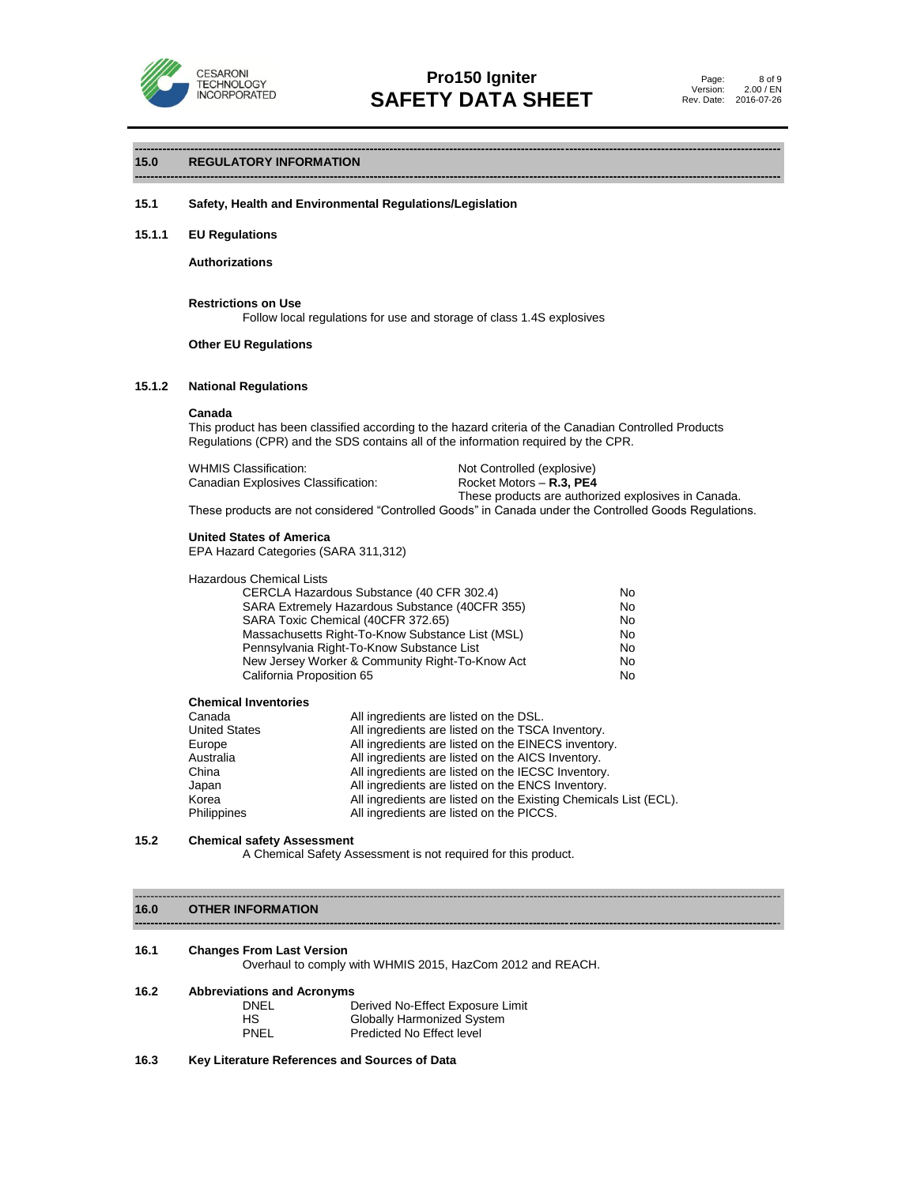## 15.0 REGULATORY INFORMATION

### 15.1 Safety, Health and Environmental Regulations/Legislation

#### 15.1.1 EU Regulations

**Authorizations**

**Restrictions on Use**

Follow local regulations for use and storage of class 1.4S explosives

**Other EU Regulations**

#### 15.1.2 National Regulations

**Canada**

This product has been classified according to the hazard criteria of the Canadian Controlled Products Regulations (CPR) and the SDS contains all of the information required by the CPR.

| | |
|---|---|
| WHMIS Classification: | Not Controlled (explosive) |
| Canadian Explosives Classification: | Rocket Motors – **R.3, PE4**<br>These products are authorized explosives in Canada. |

These products are not considered "Controlled Goods" in Canada under the Controlled Goods Regulations.

**United States of America**

EPA Hazard Categories (SARA 311,312)

Hazardous Chemical Lists

| | |
|---|---|
| CERCLA Hazardous Substance (40 CFR 302.4) | No |
| SARA Extremely Hazardous Substance (40CFR 355) | No |
| SARA Toxic Chemical (40CFR 372.65) | No |
| Massachusetts Right-To-Know Substance List (MSL) | No |
| Pennsylvania Right-To-Know Substance List | No |
| New Jersey Worker & Community Right-To-Know Act | No |
| California Proposition 65 | No |

**Chemical Inventories**

| | |
|---|---|
| Canada | All ingredients are listed on the DSL. |
| United States | All ingredients are listed on the TSCA Inventory. |
| Europe | All ingredients are listed on the EINECS inventory. |
| Australia | All ingredients are listed on the AICS Inventory. |
| China | All ingredients are listed on the IECSC Inventory. |
| Japan | All ingredients are listed on the ENCS Inventory. |
| Korea | All ingredients are listed on the Existing Chemicals List (ECL). |
| Philippines | All ingredients are listed on the PICCS. |

### 15.2 Chemical safety Assessment

A Chemical Safety Assessment is not required for this product.

## 16.0 OTHER INFORMATION

### 16.1 Changes From Last Version

Overhaul to comply with WHMIS 2015, HazCom 2012 and REACH.

### 16.2 Abbreviations and Acronyms

| | |
|---|---|
| DNEL | Derived No-Effect Exposure Limit |
| HS | Globally Harmonized System |
| PNEL | Predicted No Effect level |

### 16.3 Key Literature References and Sources of Data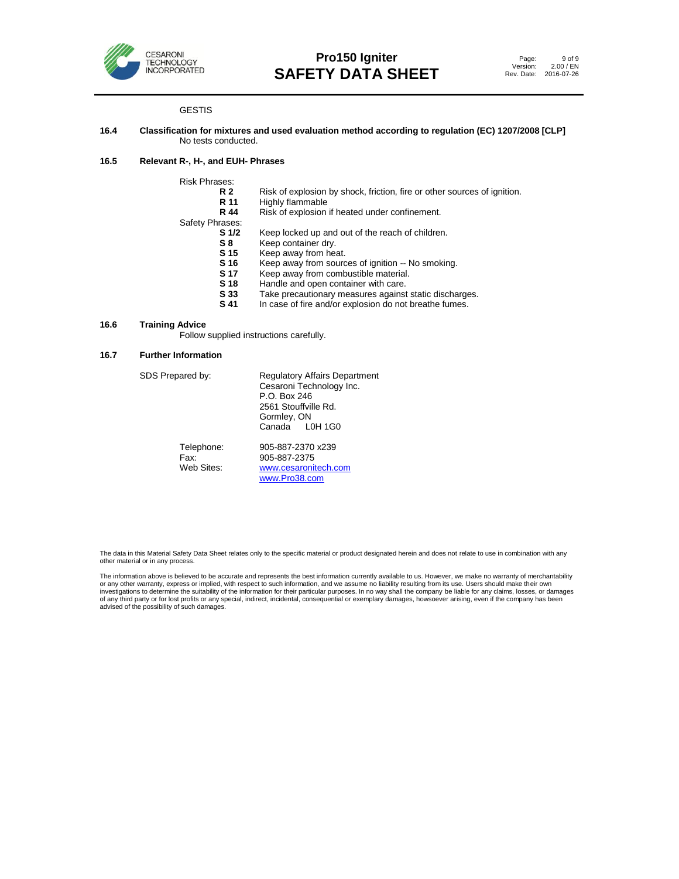GESTIS

**16.4 Classification for mixtures and used evaluation method according to regulation (EC) 1207/2008 [CLP]**

No tests conducted.

**16.5 Relevant R-, H-, and EUH- Phrases**

Risk Phrases:

| | |
|---|---|
| **R 2** | Risk of explosion by shock, friction, fire or other sources of ignition. |
| **R 11** | Highly flammable |
| **R 44** | Risk of explosion if heated under confinement. |

Safety Phrases:

| | |
|---|---|
| **S 1/2** | Keep locked up and out of the reach of children. |
| **S 8** | Keep container dry. |
| **S 15** | Keep away from heat. |
| **S 16** | Keep away from sources of ignition -- No smoking. |
| **S 17** | Keep away from combustible material. |
| **S 18** | Handle and open container with care. |
| **S 33** | Take precautionary measures against static discharges. |
| **S 41** | In case of fire and/or explosion do not breathe fumes. |

**16.6 Training Advice**

Follow supplied instructions carefully.

**16.7 Further Information**

SDS Prepared by:

Regulatory Affairs Department
Cesaroni Technology Inc.
P.O. Box 246
2561 Stouffville Rd.
Gormley, ON
Canada L0H 1G0

Telephone: 905-887-2370 x239
Fax: 905-887-2375
Web Sites: www.cesaronitech.com
www.Pro38.com

The data in this Material Safety Data Sheet relates only to the specific material or product designated herein and does not relate to use in combination with any other material or in any process.

The information above is believed to be accurate and represents the best information currently available to us. However, we make no warranty of merchantability or any other warranty, express or implied, with respect to such information, and we assume no liability resulting from its use. Users should make their own investigations to determine the suitability of the information for their particular purposes. In no way shall the company be liable for any claims, losses, or damages of any third party or for lost profits or any special, indirect, incidental, consequential or exemplary damages, howsoever arising, even if the company has been advised of the possibility of such damages.